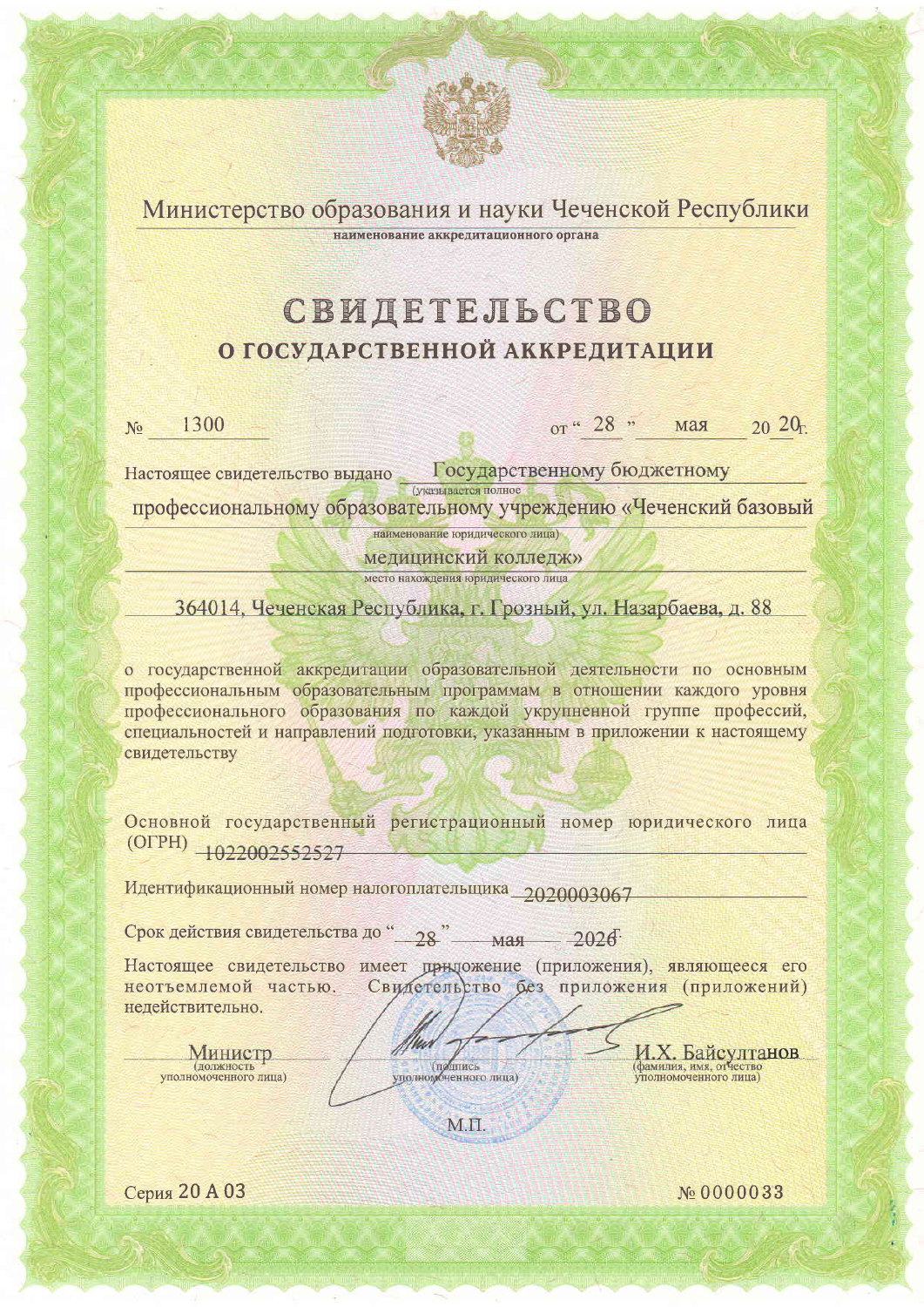Министерство образования и науки Чеченской Республики

наименование аккредитационного органа

# СВИДЕТЕЛЬСТВО

## О ГОСУДАРСТВЕННОЙ АККРЕДИТАЦИИ

№ 1300 от « 28 » мая 20 20 г.

Настоящее свидетельство выдано Государственному бюджетному профессиональному образовательному учреждению «Чеченский базовый медицинский колледж»

(указывается полное наименование юридического лица)

364014, Чеченская Республика, г. Грозный, ул. Назарбаева, д. 88

место нахождения юридического лица

о государственной аккредитации образовательной деятельности по основным профессиональным образовательным программам в отношении каждого уровня профессионального образования по каждой укрупненной группе профессий, специальностей и направлений подготовки, указанным в приложении к настоящему свидетельству

Основной государственный регистрационный номер юридического лица (ОГРН) 1022002552527

Идентификационный номер налогоплательщика 2020003067

Срок действия свидетельства до « 28 » мая 2026 г.

Настоящее свидетельство имеет приложение (приложения), являющееся его неотъемлемой частью. Свидетельство без приложения (приложений) недействительно.

| Министр | | И.Х. Байсултанов |
|---|---|---|
| (должность уполномоченного лица) | (подпись уполномоченного лица) | (фамилия, имя, отчество уполномоченного лица) |

М.П.

Серия 20 А 03 № 0000033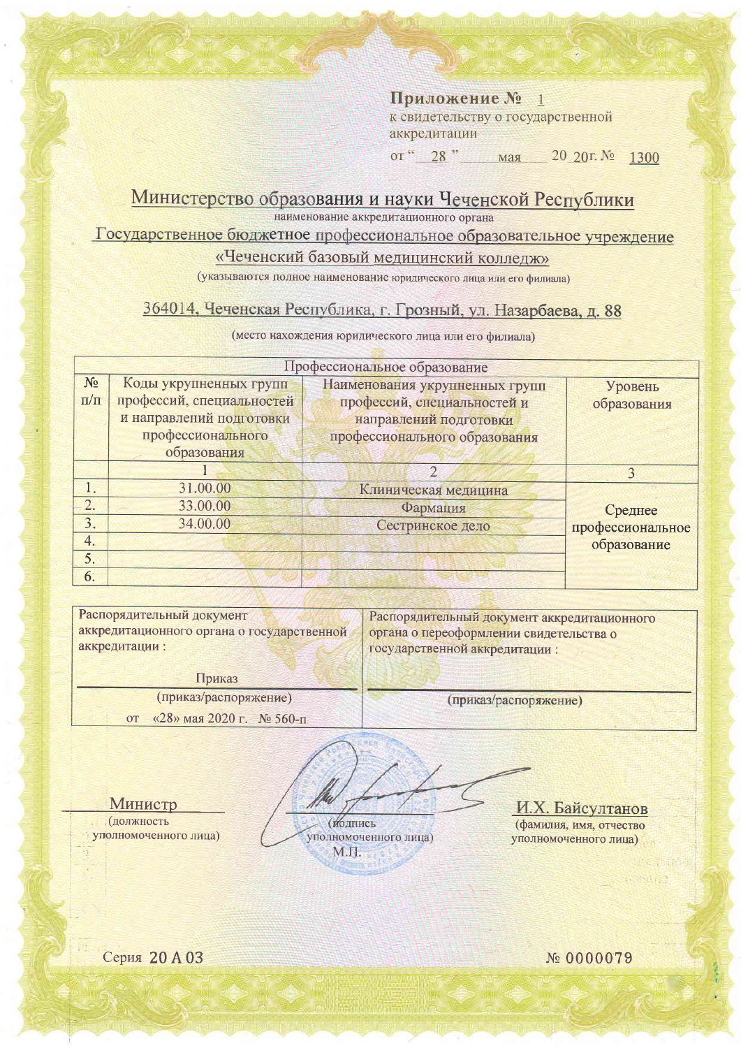**Приложение № 1**
к свидетельству о государственной аккредитации
от " 28 " мая 20 20г. № 1300

Министерство образования и науки Чеченской Республики
наименование аккредитационного органа

Государственное бюджетное профессиональное образовательное учреждение «Чеченский базовый медицинский колледж»
(указываются полное наименование юридического лица или его филиала)

364014, Чеченская Республика, г. Грозный, ул. Назарбаева, д. 88
(место нахождения юридического лица или его филиала)

| Профессиональное образование | | | |
|---|---|---|---|
| № п/п | Коды укрупненных групп профессий, специальностей и направлений подготовки профессионального образования | Наименования укрупненных групп профессий, специальностей и направлений подготовки профессионального образования | Уровень образования |
| | 1 | 2 | 3 |
| 1. | 31.00.00 | Клиническая медицина | Среднее профессиональное образование |
| 2. | 33.00.00 | Фармация | |
| 3. | 34.00.00 | Сестринское дело | |
| 4. | | | |
| 5. | | | |
| 6. | | | |

| Распорядительный документ аккредитационного органа о государственной аккредитации : | Распорядительный документ аккредитационного органа о переоформлении свидетельства о государственной аккредитации : |
|---|---|
| Приказ<br>(приказ/распоряжение)<br>от «28» мая 2020 г. № 560-п | (приказ/распоряжение) |

Министр
(должность уполномоченного лица)

(подпись уполномоченного лица)
М.П.

И.Х. Байсултанов
(фамилия, имя, отчество уполномоченного лица)

Серия 20 А 03 № 0000079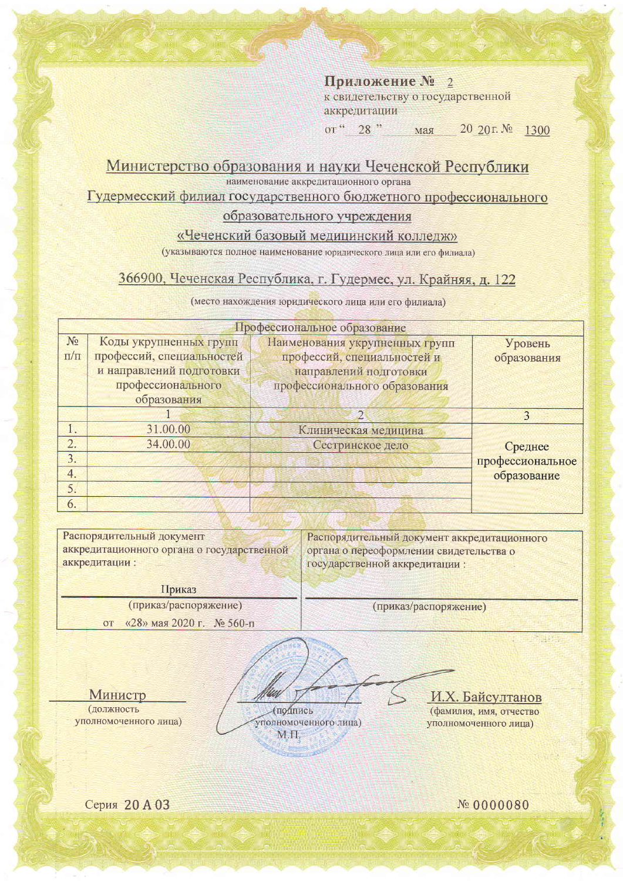**Приложение № 2**
к свидетельству о государственной аккредитации
от "28" мая 2020 г. № 1300

Министерство образования и науки Чеченской Республики
наименование аккредитационного органа

Гудермесский филиал государственного бюджетного профессионального образовательного учреждения «Чеченский базовый медицинский колледж»
(указываются полное наименование юридического лица или его филиала)

366900, Чеченская Республика, г. Гудермес, ул. Крайняя, д. 122
(место нахождения юридического лица или его филиала)

| Профессиональное образование | | | |
|---|---|---|---|
| № п/п | Коды укрупненных групп профессий, специальностей и направлений подготовки профессионального образования | Наименования укрупненных групп профессий, специальностей и направлений подготовки профессионального образования | Уровень образования |
| | 1 | 2 | 3 |
| 1. | 31.00.00 | Клиническая медицина | Среднее профессиональное образование |
| 2. | 34.00.00 | Сестринское дело | |
| 3. | | | |
| 4. | | | |
| 5. | | | |
| 6. | | | |

| Распорядительный документ аккредитационного органа о государственной аккредитации : | Распорядительный документ аккредитационного органа о переоформлении свидетельства о государственной аккредитации : |
|---|---|
| Приказ<br>(приказ/распоряжение)<br>от «28» мая 2020 г. № 560-п | (приказ/распоряжение) |

Министр
(должность уполномоченного лица)

(подпись уполномоченного лица)
М.П.

И.Х. Байсултанов
(фамилия, имя, отчество уполномоченного лица)

Серия 20 А 03 № 0000080